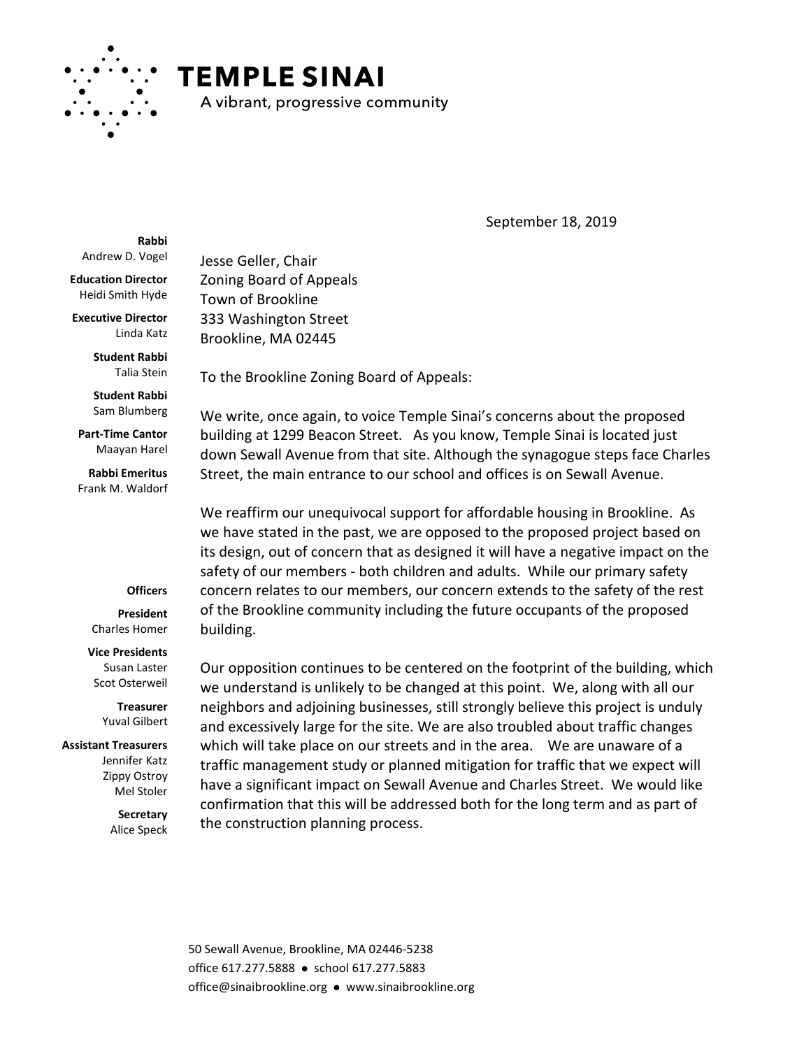# TEMPLE SINAI

A vibrant, progressive community

September 18, 2019

**Rabbi**
Andrew D. Vogel

**Education Director**
Heidi Smith Hyde

**Executive Director**
Linda Katz

**Student Rabbi**
Talia Stein

**Student Rabbi**
Sam Blumberg

**Part-Time Cantor**
Maayan Harel

**Rabbi Emeritus**
Frank M. Waldorf

**Officers**

**President**
Charles Homer

**Vice Presidents**
Susan Laster
Scot Osterweil

**Treasurer**
Yuval Gilbert

**Assistant Treasurers**
Jennifer Katz
Zippy Ostroy
Mel Stoler

**Secretary**
Alice Speck

Jesse Geller, Chair
Zoning Board of Appeals
Town of Brookline
333 Washington Street
Brookline, MA 02445

To the Brookline Zoning Board of Appeals:

We write, once again, to voice Temple Sinai's concerns about the proposed building at 1299 Beacon Street. As you know, Temple Sinai is located just down Sewall Avenue from that site. Although the synagogue steps face Charles Street, the main entrance to our school and offices is on Sewall Avenue.

We reaffirm our unequivocal support for affordable housing in Brookline. As we have stated in the past, we are opposed to the proposed project based on its design, out of concern that as designed it will have a negative impact on the safety of our members - both children and adults. While our primary safety concern relates to our members, our concern extends to the safety of the rest of the Brookline community including the future occupants of the proposed building.

Our opposition continues to be centered on the footprint of the building, which we understand is unlikely to be changed at this point. We, along with all our neighbors and adjoining businesses, still strongly believe this project is unduly and excessively large for the site. We are also troubled about traffic changes which will take place on our streets and in the area. We are unaware of a traffic management study or planned mitigation for traffic that we expect will have a significant impact on Sewall Avenue and Charles Street. We would like confirmation that this will be addressed both for the long term and as part of the construction planning process.

50 Sewall Avenue, Brookline, MA 02446-5238
office 617.277.5888 ● school 617.277.5883
office@sinaibrookline.org ● www.sinaibrookline.org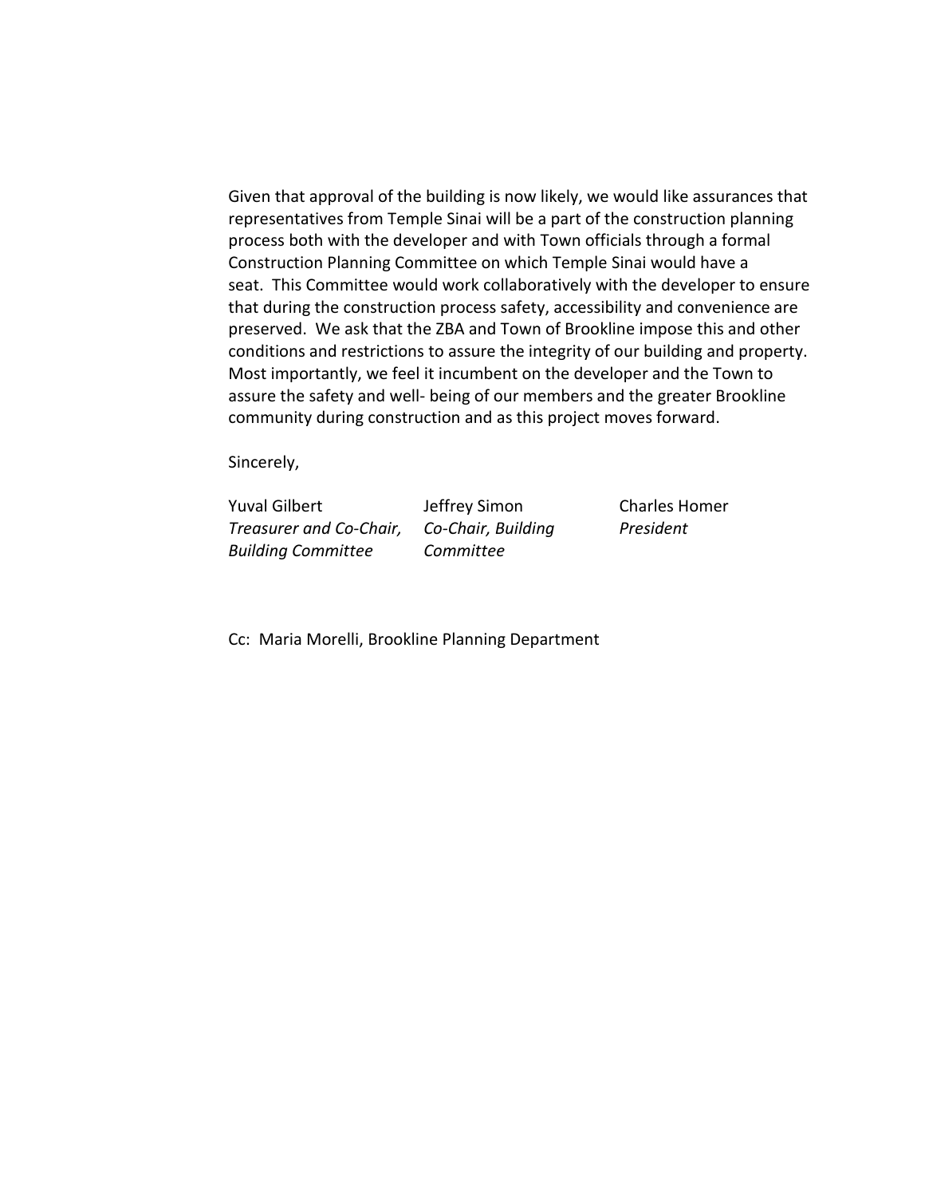Given that approval of the building is now likely, we would like assurances that representatives from Temple Sinai will be a part of the construction planning process both with the developer and with Town officials through a formal Construction Planning Committee on which Temple Sinai would have a seat. This Committee would work collaboratively with the developer to ensure that during the construction process safety, accessibility and convenience are preserved. We ask that the ZBA and Town of Brookline impose this and other conditions and restrictions to assure the integrity of our building and property. Most importantly, we feel it incumbent on the developer and the Town to assure the safety and well- being of our members and the greater Brookline community during construction and as this project moves forward.

Sincerely,

Yuval Gilbert
*Treasurer and Co-Chair, Building Committee*

Jeffrey Simon
*Co-Chair, Building Committee*

Charles Homer
*President*

Cc: Maria Morelli, Brookline Planning Department